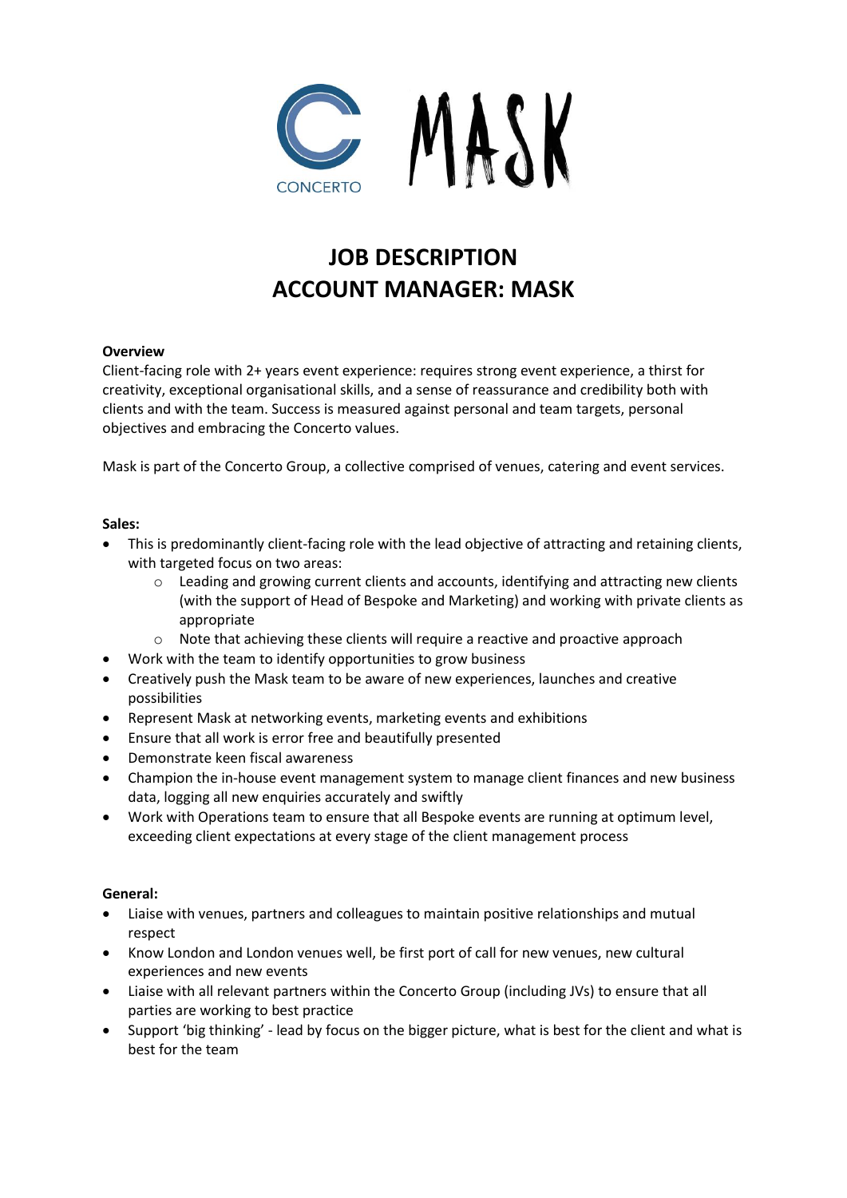# JOB DESCRIPTION
# ACCOUNT MANAGER: MASK

**Overview**

Client-facing role with 2+ years event experience: requires strong event experience, a thirst for creativity, exceptional organisational skills, and a sense of reassurance and credibility both with clients and with the team. Success is measured against personal and team targets, personal objectives and embracing the Concerto values.

Mask is part of the Concerto Group, a collective comprised of venues, catering and event services.

**Sales:**

- This is predominantly client-facing role with the lead objective of attracting and retaining clients, with targeted focus on two areas:
    - Leading and growing current clients and accounts, identifying and attracting new clients (with the support of Head of Bespoke and Marketing) and working with private clients as appropriate
    - Note that achieving these clients will require a reactive and proactive approach
- Work with the team to identify opportunities to grow business
- Creatively push the Mask team to be aware of new experiences, launches and creative possibilities
- Represent Mask at networking events, marketing events and exhibitions
- Ensure that all work is error free and beautifully presented
- Demonstrate keen fiscal awareness
- Champion the in-house event management system to manage client finances and new business data, logging all new enquiries accurately and swiftly
- Work with Operations team to ensure that all Bespoke events are running at optimum level, exceeding client expectations at every stage of the client management process

**General:**

- Liaise with venues, partners and colleagues to maintain positive relationships and mutual respect
- Know London and London venues well, be first port of call for new venues, new cultural experiences and new events
- Liaise with all relevant partners within the Concerto Group (including JVs) to ensure that all parties are working to best practice
- Support 'big thinking' - lead by focus on the bigger picture, what is best for the client and what is best for the team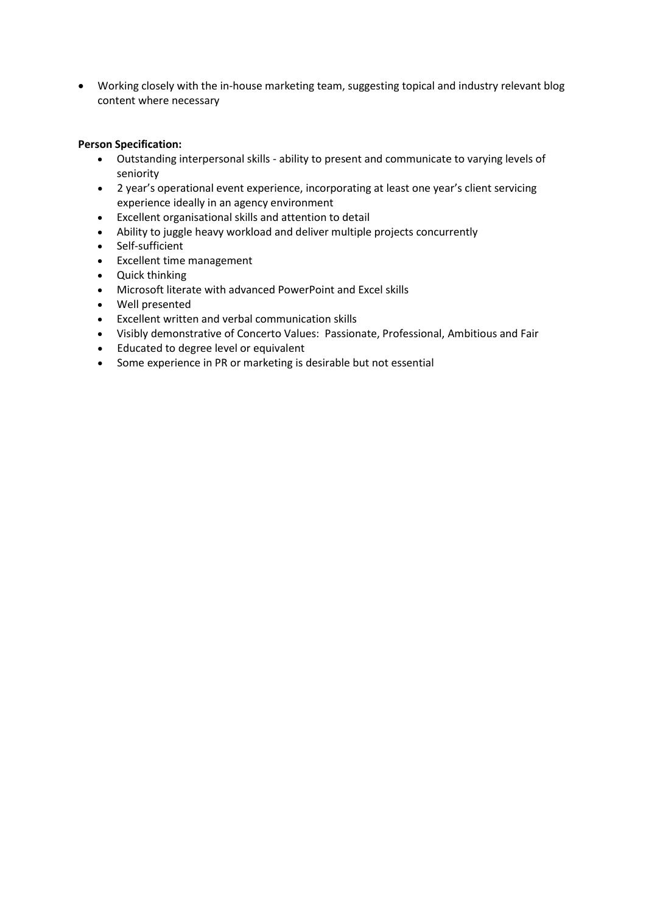- Working closely with the in-house marketing team, suggesting topical and industry relevant blog content where necessary

**Person Specification:**

- Outstanding interpersonal skills - ability to present and communicate to varying levels of seniority
- 2 year's operational event experience, incorporating at least one year's client servicing experience ideally in an agency environment
- Excellent organisational skills and attention to detail
- Ability to juggle heavy workload and deliver multiple projects concurrently
- Self-sufficient
- Excellent time management
- Quick thinking
- Microsoft literate with advanced PowerPoint and Excel skills
- Well presented
- Excellent written and verbal communication skills
- Visibly demonstrative of Concerto Values: Passionate, Professional, Ambitious and Fair
- Educated to degree level or equivalent
- Some experience in PR or marketing is desirable but not essential